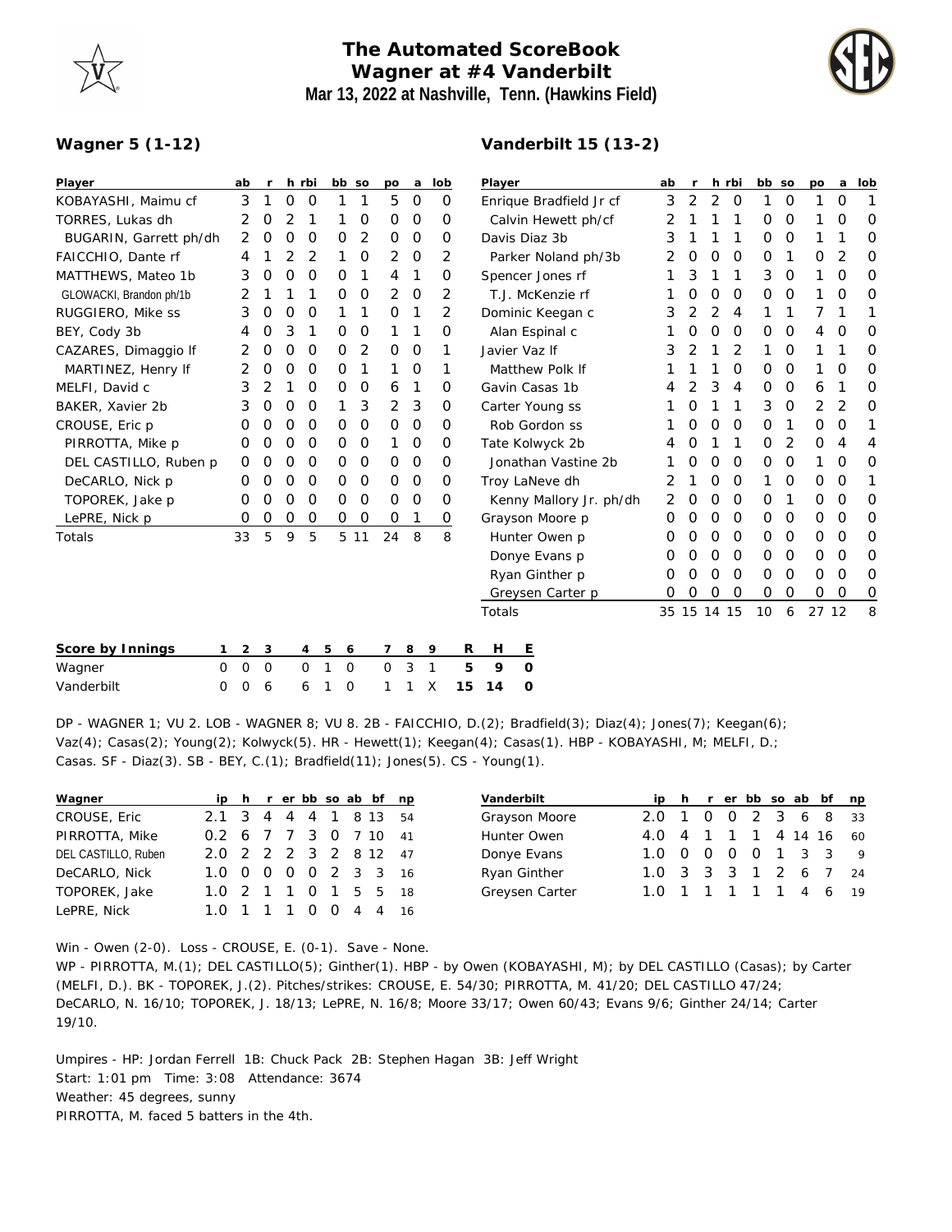# The Automated ScoreBook
## Wagner at #4 Vanderbilt
### Mar 13, 2022 at Nashville, Tenn. (Hawkins Field)

**Wagner 5 (1-12)**

| Player | ab | r | h | rbi | bb | so | po | a | lob |
|---|---|---|---|---|---|---|---|---|---|
| KOBAYASHI, Maimu cf | 3 | 1 | 0 | 0 | 1 | 1 | 5 | 0 | 0 |
| TORRES, Lukas dh | 2 | 0 | 2 | 1 | 1 | 0 | 0 | 0 | 0 |
| BUGARIN, Garrett ph/dh | 2 | 0 | 0 | 0 | 0 | 2 | 0 | 0 | 0 |
| FAICCHIO, Dante rf | 4 | 1 | 2 | 2 | 1 | 0 | 2 | 0 | 2 |
| MATTHEWS, Mateo 1b | 3 | 0 | 0 | 0 | 0 | 1 | 4 | 1 | 0 |
| GLOWACKI, Brandon ph/1b | 2 | 1 | 1 | 1 | 0 | 0 | 2 | 0 | 2 |
| RUGGIERO, Mike ss | 3 | 0 | 0 | 0 | 1 | 1 | 0 | 1 | 2 |
| BEY, Cody 3b | 4 | 0 | 3 | 1 | 0 | 0 | 1 | 1 | 0 |
| CAZARES, Dimaggio lf | 2 | 0 | 0 | 0 | 0 | 2 | 0 | 0 | 1 |
| MARTINEZ, Henry lf | 2 | 0 | 0 | 0 | 0 | 1 | 1 | 0 | 1 |
| MELFI, David c | 3 | 2 | 1 | 0 | 0 | 0 | 6 | 1 | 0 |
| BAKER, Xavier 2b | 3 | 0 | 0 | 0 | 1 | 3 | 2 | 3 | 0 |
| CROUSE, Eric p | 0 | 0 | 0 | 0 | 0 | 0 | 0 | 0 | 0 |
| PIRROTTA, Mike p | 0 | 0 | 0 | 0 | 0 | 0 | 1 | 0 | 0 |
| DEL CASTILLO, Ruben p | 0 | 0 | 0 | 0 | 0 | 0 | 0 | 0 | 0 |
| DeCARLO, Nick p | 0 | 0 | 0 | 0 | 0 | 0 | 0 | 0 | 0 |
| TOPOREK, Jake p | 0 | 0 | 0 | 0 | 0 | 0 | 0 | 0 | 0 |
| LePRE, Nick p | 0 | 0 | 0 | 0 | 0 | 0 | 0 | 1 | 0 |
| Totals | 33 | 5 | 9 | 5 | 5 | 11 | 24 | 8 | 8 |

**Vanderbilt 15 (13-2)**

| Player | ab | r | h | rbi | bb | so | po | a | lob |
|---|---|---|---|---|---|---|---|---|---|
| Enrique Bradfield Jr cf | 3 | 2 | 2 | 0 | 1 | 0 | 1 | 0 | 1 |
| Calvin Hewett ph/cf | 2 | 1 | 1 | 1 | 0 | 0 | 1 | 0 | 0 |
| Davis Diaz 3b | 3 | 1 | 1 | 1 | 0 | 0 | 1 | 1 | 0 |
| Parker Noland ph/3b | 2 | 0 | 0 | 0 | 0 | 1 | 0 | 2 | 0 |
| Spencer Jones rf | 1 | 3 | 1 | 1 | 3 | 0 | 1 | 0 | 0 |
| T.J. McKenzie rf | 1 | 0 | 0 | 0 | 0 | 0 | 1 | 0 | 0 |
| Dominic Keegan c | 3 | 2 | 2 | 4 | 1 | 1 | 7 | 1 | 1 |
| Alan Espinal c | 1 | 0 | 0 | 0 | 0 | 0 | 4 | 0 | 0 |
| Javier Vaz lf | 3 | 2 | 1 | 2 | 1 | 0 | 1 | 1 | 0 |
| Matthew Polk lf | 1 | 1 | 1 | 0 | 0 | 0 | 1 | 0 | 0 |
| Gavin Casas 1b | 4 | 2 | 3 | 4 | 0 | 0 | 6 | 1 | 0 |
| Carter Young ss | 1 | 0 | 1 | 1 | 3 | 0 | 2 | 2 | 0 |
| Rob Gordon ss | 1 | 0 | 0 | 0 | 0 | 1 | 0 | 0 | 1 |
| Tate Kolwyck 2b | 4 | 0 | 1 | 1 | 0 | 2 | 0 | 4 | 4 |
| Jonathan Vastine 2b | 1 | 0 | 0 | 0 | 0 | 0 | 1 | 0 | 0 |
| Troy LaNeve dh | 2 | 1 | 0 | 0 | 1 | 0 | 0 | 0 | 1 |
| Kenny Mallory Jr. ph/dh | 2 | 0 | 0 | 0 | 0 | 1 | 0 | 0 | 0 |
| Grayson Moore p | 0 | 0 | 0 | 0 | 0 | 0 | 0 | 0 | 0 |
| Hunter Owen p | 0 | 0 | 0 | 0 | 0 | 0 | 0 | 0 | 0 |
| Donye Evans p | 0 | 0 | 0 | 0 | 0 | 0 | 0 | 0 | 0 |
| Ryan Ginther p | 0 | 0 | 0 | 0 | 0 | 0 | 0 | 0 | 0 |
| Greysen Carter p | 0 | 0 | 0 | 0 | 0 | 0 | 0 | 0 | 0 |
| Totals | 35 | 15 | 14 | 15 | 10 | 6 | 27 | 12 | 8 |

| Score by Innings | 1 | 2 | 3 | 4 | 5 | 6 | 7 | 8 | 9 | R | H | E |
|---|---|---|---|---|---|---|---|---|---|---|---|---|
| Wagner | 0 | 0 | 0 | 0 | 1 | 0 | 0 | 3 | 1 | 5 | 9 | 0 |
| Vanderbilt | 0 | 0 | 6 | 6 | 1 | 0 | 1 | 1 | X | 15 | 14 | 0 |

DP - WAGNER 1; VU 2. LOB - WAGNER 8; VU 8. 2B - FAICCHIO, D.(2); Bradfield(3); Diaz(4); Jones(7); Keegan(6); Vaz(4); Casas(2); Young(2); Kolwyck(5). HR - Hewett(1); Keegan(4); Casas(1). HBP - KOBAYASHI, M; MELFI, D.; Casas. SF - Diaz(3). SB - BEY, C.(1); Bradfield(11); Jones(5). CS - Young(1).

| Wagner | ip | h | r | er | bb | so | ab | bf | np |
|---|---|---|---|---|---|---|---|---|---|
| CROUSE, Eric | 2.1 | 3 | 4 | 4 | 4 | 1 | 8 | 13 | 54 |
| PIRROTTA, Mike | 0.2 | 6 | 7 | 7 | 3 | 0 | 7 | 10 | 41 |
| DEL CASTILLO, Ruben | 2.0 | 2 | 2 | 2 | 3 | 2 | 8 | 12 | 47 |
| DeCARLO, Nick | 1.0 | 0 | 0 | 0 | 0 | 2 | 3 | 3 | 16 |
| TOPOREK, Jake | 1.0 | 2 | 1 | 1 | 0 | 1 | 5 | 5 | 18 |
| LePRE, Nick | 1.0 | 1 | 1 | 1 | 0 | 0 | 4 | 4 | 16 |

| Vanderbilt | ip | h | r | er | bb | so | ab | bf | np |
|---|---|---|---|---|---|---|---|---|---|
| Grayson Moore | 2.0 | 1 | 0 | 0 | 2 | 3 | 6 | 8 | 33 |
| Hunter Owen | 4.0 | 4 | 1 | 1 | 1 | 4 | 14 | 16 | 60 |
| Donye Evans | 1.0 | 0 | 0 | 0 | 0 | 1 | 3 | 3 | 9 |
| Ryan Ginther | 1.0 | 3 | 3 | 3 | 1 | 2 | 6 | 7 | 24 |
| Greysen Carter | 1.0 | 1 | 1 | 1 | 1 | 1 | 4 | 6 | 19 |

Win - Owen (2-0). Loss - CROUSE, E. (0-1). Save - None.
WP - PIRROTTA, M.(1); DEL CASTILLO(5); Ginther(1). HBP - by Owen (KOBAYASHI, M); by DEL CASTILLO (Casas); by Carter (MELFI, D.). BK - TOPOREK, J.(2). Pitches/strikes: CROUSE, E. 54/30; PIRROTTA, M. 41/20; DEL CASTILLO 47/24; DeCARLO, N. 16/10; TOPOREK, J. 18/13; LePRE, N. 16/8; Moore 33/17; Owen 60/43; Evans 9/6; Ginther 24/14; Carter 19/10.

Umpires - HP: Jordan Ferrell 1B: Chuck Pack 2B: Stephen Hagan 3B: Jeff Wright
Start: 1:01 pm Time: 3:08 Attendance: 3674
Weather: 45 degrees, sunny
PIRROTTA, M. faced 5 batters in the 4th.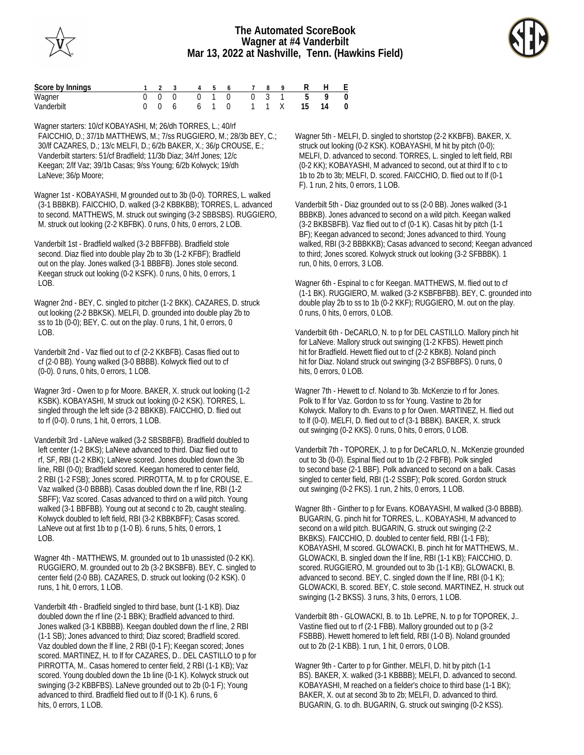# The Automated ScoreBook
## Wagner at #4 Vanderbilt
## Mar 13, 2022 at Nashville, Tenn. (Hawkins Field)

| Score by Innings | 1 | 2 | 3 | 4 | 5 | 6 | 7 | 8 | 9 | R | H | E |
|---|---|---|---|---|---|---|---|---|---|---|---|---|
| Wagner | 0 | 0 | 0 | 0 | 1 | 0 | 0 | 3 | 1 | 5 | 9 | 0 |
| Vanderbilt | 0 | 0 | 6 | 6 | 1 | 0 | 1 | 1 | X | 15 | 14 | 0 |

Wagner starters: 10/cf KOBAYASHI, M; 26/dh TORRES, L.; 40/rf FAICCHIO, D.; 37/1b MATTHEWS, M.; 7/ss RUGGIERO, M.; 28/3b BEY, C.; 30/lf CAZARES, D.; 13/c MELFI, D.; 6/2b BAKER, X.; 36/p CROUSE, E.; Vanderbilt starters: 51/cf Bradfield; 11/3b Diaz; 34/rf Jones; 12/c Keegan; 2/lf Vaz; 39/1b Casas; 9/ss Young; 6/2b Kolwyck; 19/dh LaNeve; 36/p Moore;

Wagner 1st - KOBAYASHI, M grounded out to 3b (0-0). TORRES, L. walked (3-1 BBBKB). FAICCHIO, D. walked (3-2 KBBKBB); TORRES, L. advanced to second. MATTHEWS, M. struck out swinging (3-2 SBBSBS). RUGGIERO, M. struck out looking (2-2 KBFBK). 0 runs, 0 hits, 0 errors, 2 LOB.

Vanderbilt 1st - Bradfield walked (3-2 BBFFBB). Bradfield stole second. Diaz flied into double play 2b to 3b (1-2 KFBF); Bradfield out on the play. Jones walked (3-1 BBBFB). Jones stole second. Keegan struck out looking (0-2 KSFK). 0 runs, 0 hits, 0 errors, 1 LOB.

Wagner 2nd - BEY, C. singled to pitcher (1-2 BKK). CAZARES, D. struck out looking (2-2 BBKSK). MELFI, D. grounded into double play 2b to ss to 1b (0-0); BEY, C. out on the play. 0 runs, 1 hit, 0 errors, 0 LOB.

Vanderbilt 2nd - Vaz flied out to cf (2-2 KKBFB). Casas flied out to cf (2-0 BB). Young walked (3-0 BBBB). Kolwyck flied out to cf (0-0). 0 runs, 0 hits, 0 errors, 1 LOB.

Wagner 3rd - Owen to p for Moore. BAKER, X. struck out looking (1-2 KSBK). KOBAYASHI, M struck out looking (0-2 KSK). TORRES, L. singled through the left side (3-2 BBKKB). FAICCHIO, D. flied out to rf (0-0). 0 runs, 1 hit, 0 errors, 1 LOB.

Vanderbilt 3rd - LaNeve walked (3-2 SBSBBFB). Bradfield doubled to left center (1-2 BKS); LaNeve advanced to third. Diaz flied out to rf, SF, RBI (1-2 KBK); LaNeve scored. Jones doubled down the 3b line, RBI (0-0); Bradfield scored. Keegan homered to center field, 2 RBI (1-2 FSB); Jones scored. PIRROTTA, M. to p for CROUSE, E.. Vaz walked (3-0 BBBB). Casas doubled down the rf line, RBI (1-2 SBFF); Vaz scored. Casas advanced to third on a wild pitch. Young walked (3-1 BBFBB). Young out at second c to 2b, caught stealing. Kolwyck doubled to left field, RBI (3-2 KBBKBFF); Casas scored. LaNeve out at first 1b to p (1-0 B). 6 runs, 5 hits, 0 errors, 1 LOB.

Wagner 4th - MATTHEWS, M. grounded out to 1b unassisted (0-2 KK). RUGGIERO, M. grounded out to 2b (3-2 BKSBFB). BEY, C. singled to center field (2-0 BB). CAZARES, D. struck out looking (0-2 KSK). 0 runs, 1 hit, 0 errors, 1 LOB.

Vanderbilt 4th - Bradfield singled to third base, bunt (1-1 KB). Diaz doubled down the rf line (2-1 BBK); Bradfield advanced to third. Jones walked (3-1 KBBBB). Keegan doubled down the rf line, 2 RBI (1-1 SB); Jones advanced to third; Diaz scored; Bradfield scored. Vaz doubled down the lf line, 2 RBI (0-1 F); Keegan scored; Jones scored. MARTINEZ, H. to lf for CAZARES, D.. DEL CASTILLO to p for PIRROTTA, M.. Casas homered to center field, 2 RBI (1-1 KB); Vaz scored. Young doubled down the 1b line (0-1 K). Kolwyck struck out swinging (3-2 KBBFBS). LaNeve grounded out to 2b (0-1 F); Young advanced to third. Bradfield flied out to lf (0-1 K). 6 runs, 6 hits, 0 errors, 1 LOB.

Wagner 5th - MELFI, D. singled to shortstop (2-2 KKBFB). BAKER, X. struck out looking (0-2 KSK). KOBAYASHI, M hit by pitch (0-0); MELFI, D. advanced to second. TORRES, L. singled to left field, RBI (0-2 KK); KOBAYASHI, M advanced to second, out at third lf to c to 1b to 2b to 3b; MELFI, D. scored. FAICCHIO, D. flied out to lf (0-1 F). 1 run, 2 hits, 0 errors, 1 LOB.

Vanderbilt 5th - Diaz grounded out to ss (2-0 BB). Jones walked (3-1 BBBKB). Jones advanced to second on a wild pitch. Keegan walked (3-2 BKBSBFB). Vaz flied out to cf (0-1 K). Casas hit by pitch (1-1 BF); Keegan advanced to second; Jones advanced to third. Young walked, RBI (3-2 BBBKKB); Casas advanced to second; Keegan advanced to third; Jones scored. Kolwyck struck out looking (3-2 SFBBBK). 1 run, 0 hits, 0 errors, 3 LOB.

Wagner 6th - Espinal to c for Keegan. MATTHEWS, M. flied out to cf (1-1 BK). RUGGIERO, M. walked (3-2 KSBFBFBB). BEY, C. grounded into double play 2b to ss to 1b (0-2 KKF); RUGGIERO, M. out on the play. 0 runs, 0 hits, 0 errors, 0 LOB.

Vanderbilt 6th - DeCARLO, N. to p for DEL CASTILLO. Mallory pinch hit for LaNeve. Mallory struck out swinging (1-2 KFBS). Hewett pinch hit for Bradfield. Hewett flied out to cf (2-2 KBKB). Noland pinch hit for Diaz. Noland struck out swinging (3-2 BSFBBFS). 0 runs, 0 hits, 0 errors, 0 LOB.

Wagner 7th - Hewett to cf. Noland to 3b. McKenzie to rf for Jones. Polk to lf for Vaz. Gordon to ss for Young. Vastine to 2b for Kolwyck. Mallory to dh. Evans to p for Owen. MARTINEZ, H. flied out to lf (0-0). MELFI, D. flied out to cf (3-1 BBBK). BAKER, X. struck out swinging (0-2 KKS). 0 runs, 0 hits, 0 errors, 0 LOB.

Vanderbilt 7th - TOPOREK, J. to p for DeCARLO, N.. McKenzie grounded out to 3b (0-0). Espinal flied out to 1b (2-2 FBFB). Polk singled to second base (2-1 BBF). Polk advanced to second on a balk. Casas singled to center field, RBI (1-2 SSBF); Polk scored. Gordon struck out swinging (0-2 FKS). 1 run, 2 hits, 0 errors, 1 LOB.

Wagner 8th - Ginther to p for Evans. KOBAYASHI, M walked (3-0 BBBB). BUGARIN, G. pinch hit for TORRES, L.. KOBAYASHI, M advanced to second on a wild pitch. BUGARIN, G. struck out swinging (2-2 BKBKS). FAICCHIO, D. doubled to center field, RBI (1-1 FB); KOBAYASHI, M scored. GLOWACKI, B. pinch hit for MATTHEWS, M.. GLOWACKI, B. singled down the lf line, RBI (1-1 KB); FAICCHIO, D. scored. RUGGIERO, M. grounded out to 3b (1-1 KB); GLOWACKI, B. advanced to second. BEY, C. singled down the lf line, RBI (0-1 K); GLOWACKI, B. scored. BEY, C. stole second. MARTINEZ, H. struck out swinging (1-2 BKSS). 3 runs, 3 hits, 0 errors, 1 LOB.

Vanderbilt 8th - GLOWACKI, B. to 1b. LePRE, N. to p for TOPOREK, J.. Vastine flied out to rf (2-1 FBB). Mallory grounded out to p (3-2 FSBBB). Hewett homered to left field, RBI (1-0 B). Noland grounded out to 2b (2-1 KBB). 1 run, 1 hit, 0 errors, 0 LOB.

Wagner 9th - Carter to p for Ginther. MELFI, D. hit by pitch (1-1 BS). BAKER, X. walked (3-1 KBBBB); MELFI, D. advanced to second. KOBAYASHI, M reached on a fielder's choice to third base (1-1 BK); BAKER, X. out at second 3b to 2b; MELFI, D. advanced to third. BUGARIN, G. to dh. BUGARIN, G. struck out swinging (0-2 KSS).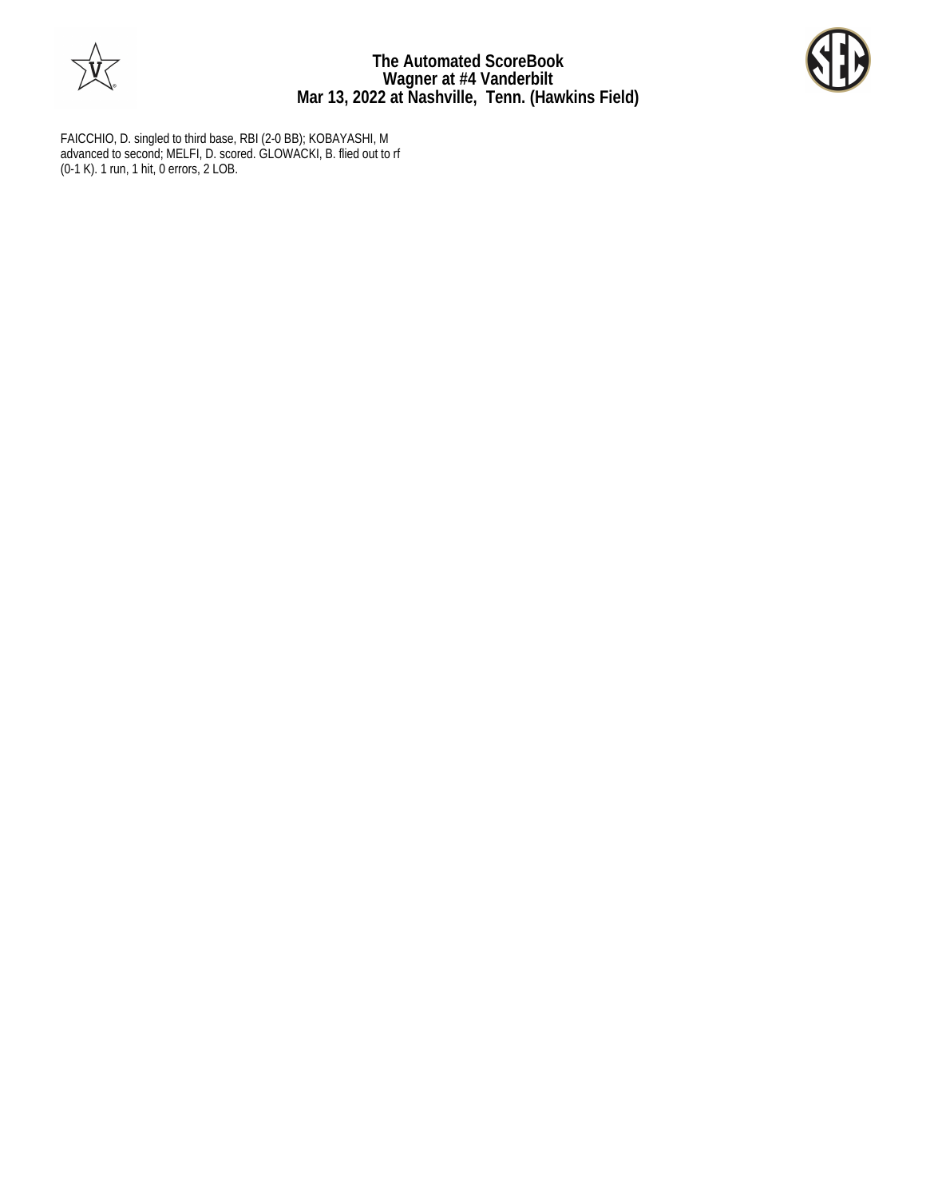FAICCHIO, D. singled to third base, RBI (2-0 BB); KOBAYASHI, M advanced to second; MELFI, D. scored. GLOWACKI, B. flied out to rf (0-1 K). 1 run, 1 hit, 0 errors, 2 LOB.